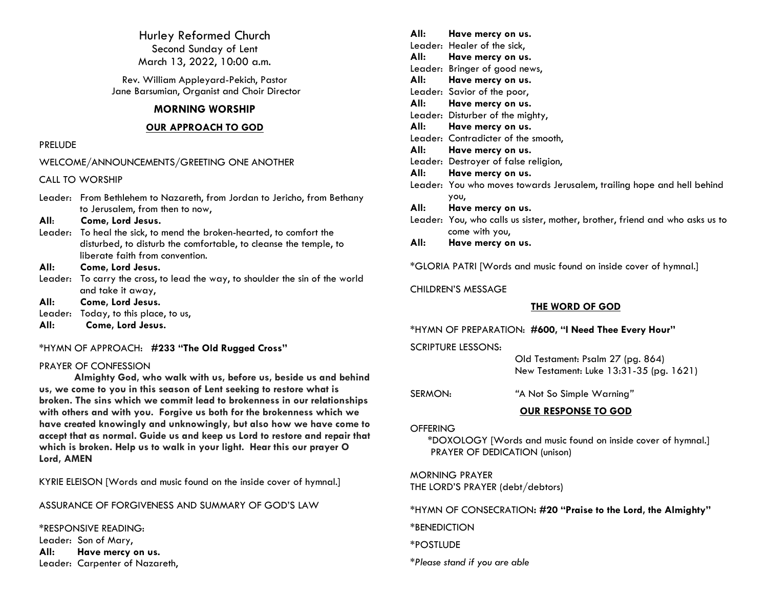# Hurley Reformed Church

Second Sunday of Lent
March 13, 2022, 10:00 a.m.

Rev. William Appleyard-Pekich, Pastor
Jane Barsumian, Organist and Choir Director

## MORNING WORSHIP

### OUR APPROACH TO GOD

PRELUDE

WELCOME/ANNOUNCEMENTS/GREETING ONE ANOTHER

CALL TO WORSHIP

Leader: From Bethlehem to Nazareth, from Jordan to Jericho, from Bethany to Jerusalem, from then to now,
**All: Come, Lord Jesus.**
Leader: To heal the sick, to mend the broken-hearted, to comfort the disturbed, to disturb the comfortable, to cleanse the temple, to liberate faith from convention.
**All: Come, Lord Jesus.**
Leader: To carry the cross, to lead the way, to shoulder the sin of the world and take it away,
**All: Come, Lord Jesus.**
Leader: Today, to this place, to us,
**All: Come, Lord Jesus.**

*HYMN OF APPROACH: **#233 "The Old Rugged Cross"**

PRAYER OF CONFESSION

**Almighty God, who walk with us, before us, beside us and behind us, we come to you in this season of Lent seeking to restore what is broken. The sins which we commit lead to brokenness in our relationships with others and with you. Forgive us both for the brokenness which we have created knowingly and unknowingly, but also how we have come to accept that as normal. Guide us and keep us Lord to restore and repair that which is broken. Help us to walk in your light. Hear this our prayer O Lord, AMEN**

KYRIE ELEISON [Words and music found on the inside cover of hymnal.]

ASSURANCE OF FORGIVENESS AND SUMMARY OF GOD'S LAW

*RESPONSIVE READING:
Leader: Son of Mary,
**All: Have mercy on us.**
Leader: Carpenter of Nazareth,
**All: Have mercy on us.**
Leader: Healer of the sick,
**All: Have mercy on us.**
Leader: Bringer of good news,
**All: Have mercy on us.**
Leader: Savior of the poor,
**All: Have mercy on us.**
Leader: Disturber of the mighty,
**All: Have mercy on us.**
Leader: Contradicter of the smooth,
**All: Have mercy on us.**
Leader: Destroyer of false religion,
**All: Have mercy on us.**
Leader: You who moves towards Jerusalem, trailing hope and hell behind you,
**All: Have mercy on us.**
Leader: You, who calls us sister, mother, brother, friend and who asks us to come with you,
**All: Have mercy on us.**

*GLORIA PATRI [Words and music found on inside cover of hymnal.]

CHILDREN'S MESSAGE

### THE WORD OF GOD

*HYMN OF PREPARATION: **#600, "I Need Thee Every Hour"**

SCRIPTURE LESSONS:
Old Testament: Psalm 27 (pg. 864)
New Testament: Luke 13:31-35 (pg. 1621)

SERMON: "A Not So Simple Warning"

### OUR RESPONSE TO GOD

OFFERING
*DOXOLOGY [Words and music found on inside cover of hymnal.]
PRAYER OF DEDICATION (unison)

MORNING PRAYER
THE LORD'S PRAYER (debt/debtors)

*HYMN OF CONSECRATION**: #20 "Praise to the Lord, the Almighty"**

*BENEDICTION

*POSTLUDE

**Please stand if you are able*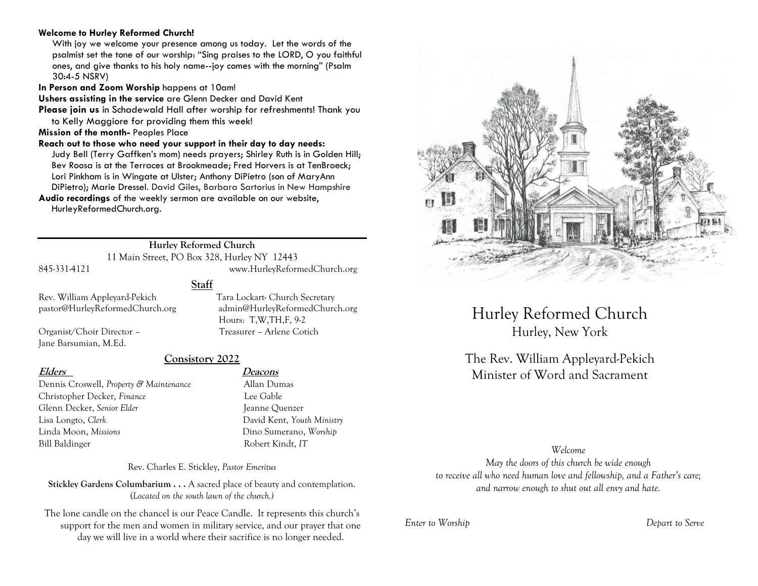**Welcome to Hurley Reformed Church!**

With joy we welcome your presence among us today. Let the words of the psalmist set the tone of our worship: "Sing praises to the LORD, O you faithful ones, and give thanks to his holy name--joy comes with the morning" (Psalm 30:4-5 NSRV)

**In Person and Zoom Worship** happens at 10am!

**Ushers assisting in the service** are Glenn Decker and David Kent

**Please join us** in Schadewald Hall after worship for refreshments! Thank you to Kelly Maggiore for providing them this week!

**Mission of the month-** Peoples Place

**Reach out to those who need your support in their day to day needs:**

Judy Bell (Terry Gaffken's mom) needs prayers; Shirley Ruth is in Golden Hill; Bev Roosa is at the Terraces at Brookmeade; Fred Horvers is at TenBroeck; Lori Pinkham is in Wingate at Ulster; Anthony DiPietro (son of MaryAnn DiPietro); Marie Dressel. David Giles, Barbara Sartorius in New Hampshire

**Audio recordings** of the weekly sermon are available on our website, HurleyReformedChurch.org.

---

**Hurley Reformed Church**

11 Main Street, PO Box 328, Hurley NY 12443

845-331-4121 www.HurleyReformedChurch.org

**Staff**

Rev. William Appleyard-Pekich
pastor@HurleyReformedChurch.org

Tara Lockart- Church Secretary
admin@HurleyReformedChurch.org
Hours: T,W,TH,F, 9-2

Organist/Choir Director – Jane Barsumian, M.Ed.

Treasurer – Arlene Cotich

**Consistory 2022**

| Elders | Deacons |
|---|---|
| Dennis Croswell, *Property & Maintenance* | Allan Dumas |
| Christopher Decker, *Finance* | Lee Gable |
| Glenn Decker, *Senior Elder* | Jeanne Quenzer |
| Lisa Longto, *Clerk* | David Kent, *Youth Ministry* |
| Linda Moon, *Missions* | Dino Sumerano, *Worship* |
| Bill Baldinger | Robert Kindt, *IT* |

Rev. Charles E. Stickley, *Pastor Emeritus*

**Stickley Gardens Columbarium . . .** A sacred place of beauty and contemplation. (*Located on the south lawn of the church.)*

The lone candle on the chancel is our Peace Candle. It represents this church's support for the men and women in military service, and our prayer that one day we will live in a world where their sacrifice is no longer needed.

# Hurley Reformed Church

## Hurley, New York

## The Rev. William Appleyard-Pekich
## Minister of Word and Sacrament

*Welcome*

*May the doors of this church be wide enough to receive all who need human love and fellowship, and a Father's care; and narrow enough to shut out all envy and hate.*

*Enter to Worship* *Depart to Serve*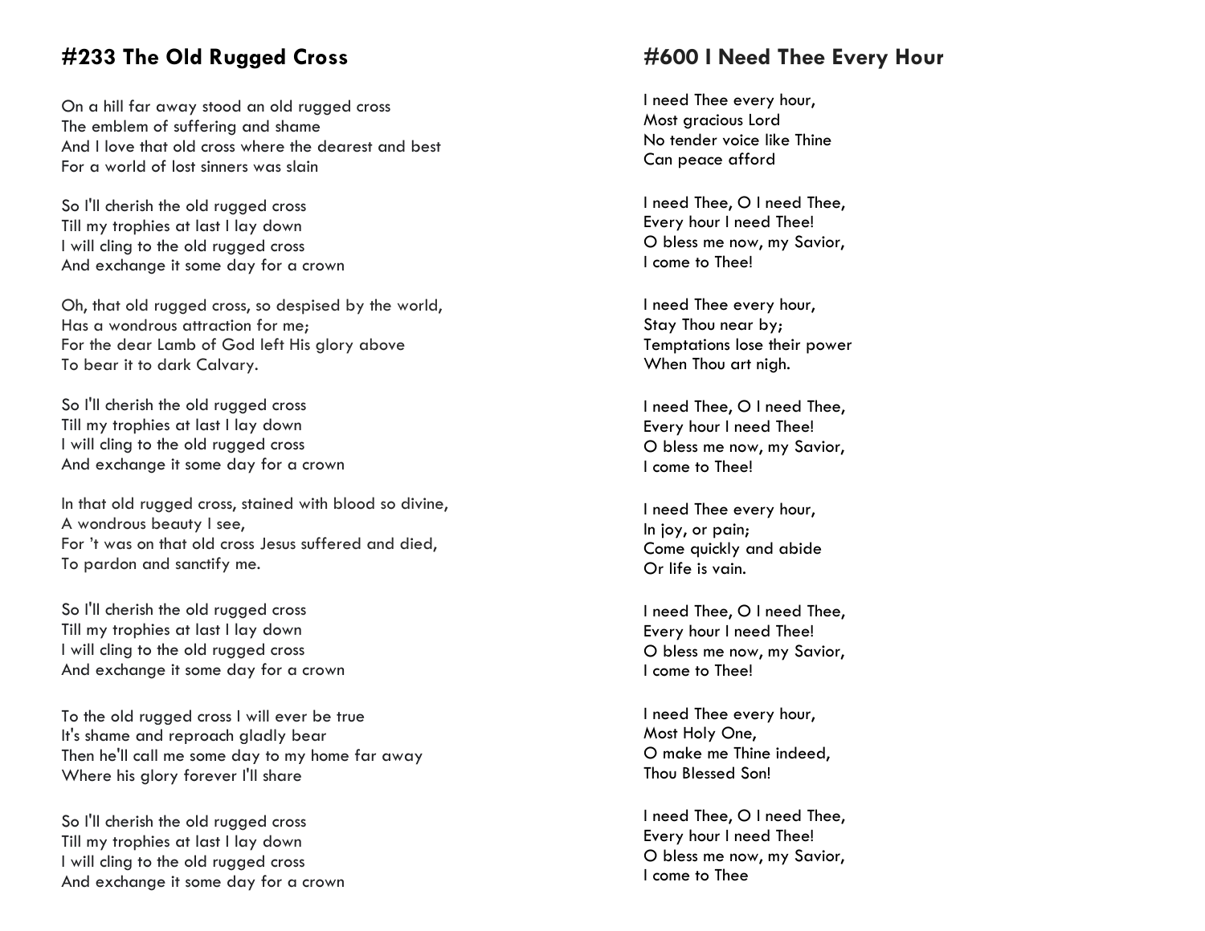## #233 The Old Rugged Cross

On a hill far away stood an old rugged cross
The emblem of suffering and shame
And I love that old cross where the dearest and best
For a world of lost sinners was slain

So I'll cherish the old rugged cross
Till my trophies at last I lay down
I will cling to the old rugged cross
And exchange it some day for a crown

Oh, that old rugged cross, so despised by the world,
Has a wondrous attraction for me;
For the dear Lamb of God left His glory above
To bear it to dark Calvary.

So I'll cherish the old rugged cross
Till my trophies at last I lay down
I will cling to the old rugged cross
And exchange it some day for a crown

In that old rugged cross, stained with blood so divine,
A wondrous beauty I see,
For 't was on that old cross Jesus suffered and died,
To pardon and sanctify me.

So I'll cherish the old rugged cross
Till my trophies at last I lay down
I will cling to the old rugged cross
And exchange it some day for a crown

To the old rugged cross I will ever be true
It's shame and reproach gladly bear
Then he'll call me some day to my home far away
Where his glory forever I'll share

So I'll cherish the old rugged cross
Till my trophies at last I lay down
I will cling to the old rugged cross
And exchange it some day for a crown

## #600 I Need Thee Every Hour

I need Thee every hour,
Most gracious Lord
No tender voice like Thine
Can peace afford

I need Thee, O I need Thee,
Every hour I need Thee!
O bless me now, my Savior,
I come to Thee!

I need Thee every hour,
Stay Thou near by;
Temptations lose their power
When Thou art nigh.

I need Thee, O I need Thee,
Every hour I need Thee!
O bless me now, my Savior,
I come to Thee!

I need Thee every hour,
In joy, or pain;
Come quickly and abide
Or life is vain.

I need Thee, O I need Thee,
Every hour I need Thee!
O bless me now, my Savior,
I come to Thee!

I need Thee every hour,
Most Holy One,
O make me Thine indeed,
Thou Blessed Son!

I need Thee, O I need Thee,
Every hour I need Thee!
O bless me now, my Savior,
I come to Thee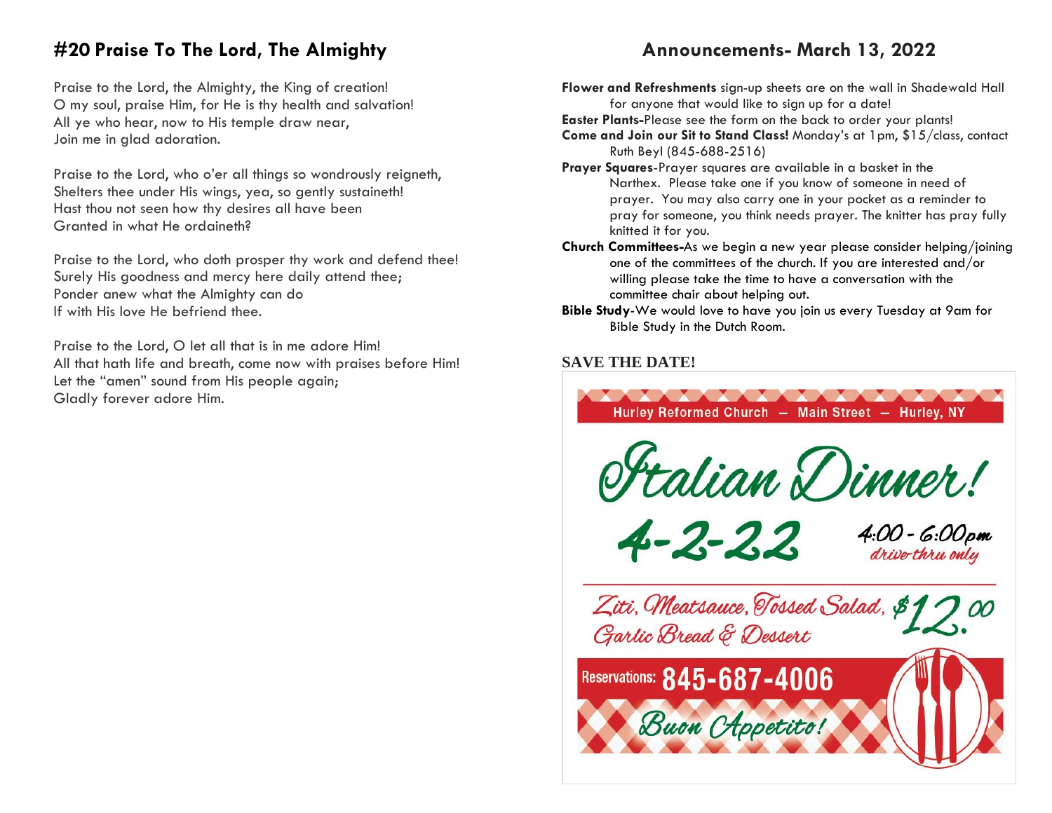## #20 Praise To The Lord, The Almighty

Praise to the Lord, the Almighty, the King of creation!
O my soul, praise Him, for He is thy health and salvation!
All ye who hear, now to His temple draw near,
Join me in glad adoration.

Praise to the Lord, who o'er all things so wondrously reigneth,
Shelters thee under His wings, yea, so gently sustaineth!
Hast thou not seen how thy desires all have been
Granted in what He ordaineth?

Praise to the Lord, who doth prosper thy work and defend thee!
Surely His goodness and mercy here daily attend thee;
Ponder anew what the Almighty can do
If with His love He befriend thee.

Praise to the Lord, O let all that is in me adore Him!
All that hath life and breath, come now with praises before Him!
Let the "amen" sound from His people again;
Gladly forever adore Him.

## Announcements- March 13, 2022

**Flower and Refreshments** sign-up sheets are on the wall in Shadewald Hall for anyone that would like to sign up for a date!

**Easter Plants-**Please see the form on the back to order your plants!

**Come and Join our Sit to Stand Class!** Monday's at 1pm, $15/class, contact Ruth Beyl (845-688-2516)

**Prayer Squares**-Prayer squares are available in a basket in the Narthex. Please take one if you know of someone in need of prayer. You may also carry one in your pocket as a reminder to pray for someone, you think needs prayer. The knitter has pray fully knitted it for you.

**Church Committees-**As we begin a new year please consider helping/joining one of the committees of the church. If you are interested and/or willing please take the time to have a conversation with the committee chair about helping out.

**Bible Study**-We would love to have you join us every Tuesday at 9am for Bible Study in the Dutch Room.

**SAVE THE DATE!**

Hurley Reformed Church – Main Street – Hurley, NY

*Italian Dinner!*

4-2-22

4:00 - 6:00pm
*drive-thru only*

*Ziti, Meatsauce, Tossed Salad, Garlic Bread & Dessert* $12.00

Reservations: 845-687-4006

*Buon Appetito!*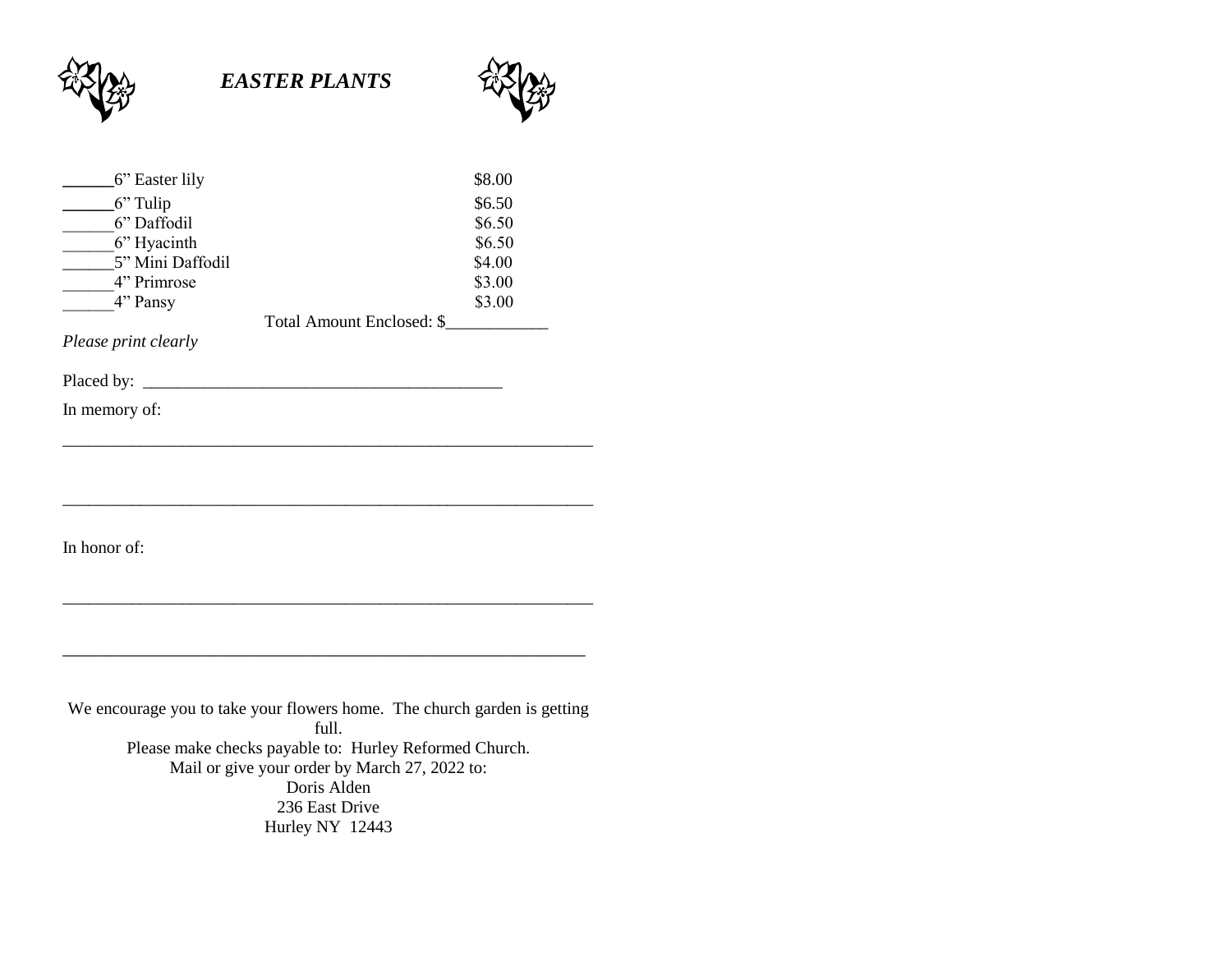## *EASTER PLANTS*

______6" Easter lily $8.00
______6" Tulip $6.50
______6" Daffodil $6.50
______6" Hyacinth $6.50
______5" Mini Daffodil $4.00
______4" Primrose $3.00
______4" Pansy $3.00

Total Amount Enclosed: $____________

*Please print clearly*

Placed by: __________________________________________

In memory of:

_______________________________________________________________

_______________________________________________________________

In honor of:

_______________________________________________________________

_______________________________________________________________

We encourage you to take your flowers home. The church garden is getting full.
Please make checks payable to: Hurley Reformed Church.
Mail or give your order by March 27, 2022 to:
Doris Alden
236 East Drive
Hurley NY 12443